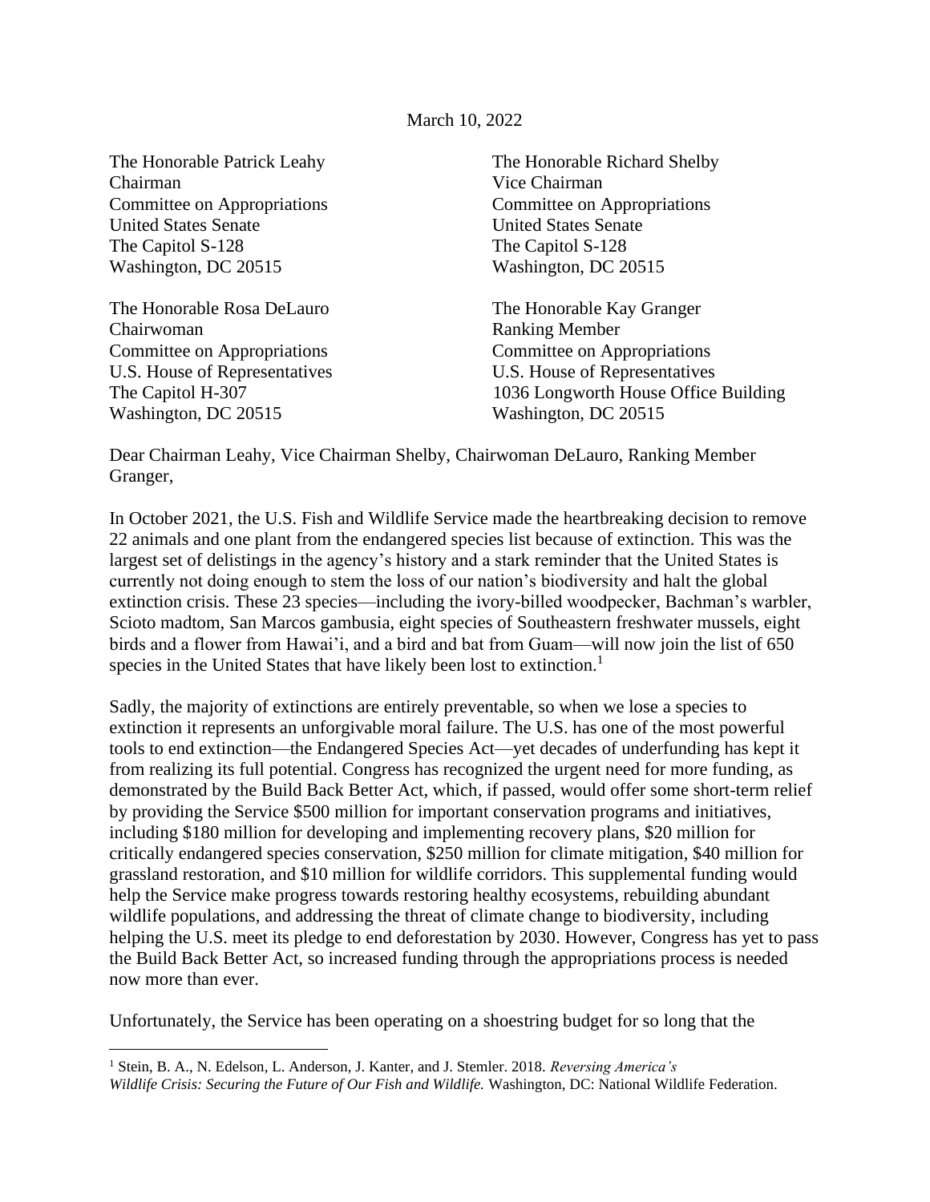March 10, 2022

The Honorable Patrick Leahy
Chairman
Committee on Appropriations
United States Senate
The Capitol S-128
Washington, DC 20515

The Honorable Richard Shelby
Vice Chairman
Committee on Appropriations
United States Senate
The Capitol S-128
Washington, DC 20515

The Honorable Rosa DeLauro
Chairwoman
Committee on Appropriations
U.S. House of Representatives
The Capitol H-307
Washington, DC 20515

The Honorable Kay Granger
Ranking Member
Committee on Appropriations
U.S. House of Representatives
1036 Longworth House Office Building
Washington, DC 20515

Dear Chairman Leahy, Vice Chairman Shelby, Chairwoman DeLauro, Ranking Member Granger,

In October 2021, the U.S. Fish and Wildlife Service made the heartbreaking decision to remove 22 animals and one plant from the endangered species list because of extinction. This was the largest set of delistings in the agency's history and a stark reminder that the United States is currently not doing enough to stem the loss of our nation's biodiversity and halt the global extinction crisis. These 23 species—including the ivory-billed woodpecker, Bachman's warbler, Scioto madtom, San Marcos gambusia, eight species of Southeastern freshwater mussels, eight birds and a flower from Hawai'i, and a bird and bat from Guam—will now join the list of 650 species in the United States that have likely been lost to extinction.[1]

Sadly, the majority of extinctions are entirely preventable, so when we lose a species to extinction it represents an unforgivable moral failure. The U.S. has one of the most powerful tools to end extinction—the Endangered Species Act—yet decades of underfunding has kept it from realizing its full potential. Congress has recognized the urgent need for more funding, as demonstrated by the Build Back Better Act, which, if passed, would offer some short-term relief by providing the Service $500 million for important conservation programs and initiatives, including $180 million for developing and implementing recovery plans, $20 million for critically endangered species conservation, $250 million for climate mitigation, $40 million for grassland restoration, and $10 million for wildlife corridors. This supplemental funding would help the Service make progress towards restoring healthy ecosystems, rebuilding abundant wildlife populations, and addressing the threat of climate change to biodiversity, including helping the U.S. meet its pledge to end deforestation by 2030. However, Congress has yet to pass the Build Back Better Act, so increased funding through the appropriations process is needed now more than ever.

Unfortunately, the Service has been operating on a shoestring budget for so long that the

[1] Stein, B. A., N. Edelson, L. Anderson, J. Kanter, and J. Stemler. 2018. *Reversing America's Wildlife Crisis: Securing the Future of Our Fish and Wildlife.* Washington, DC: National Wildlife Federation.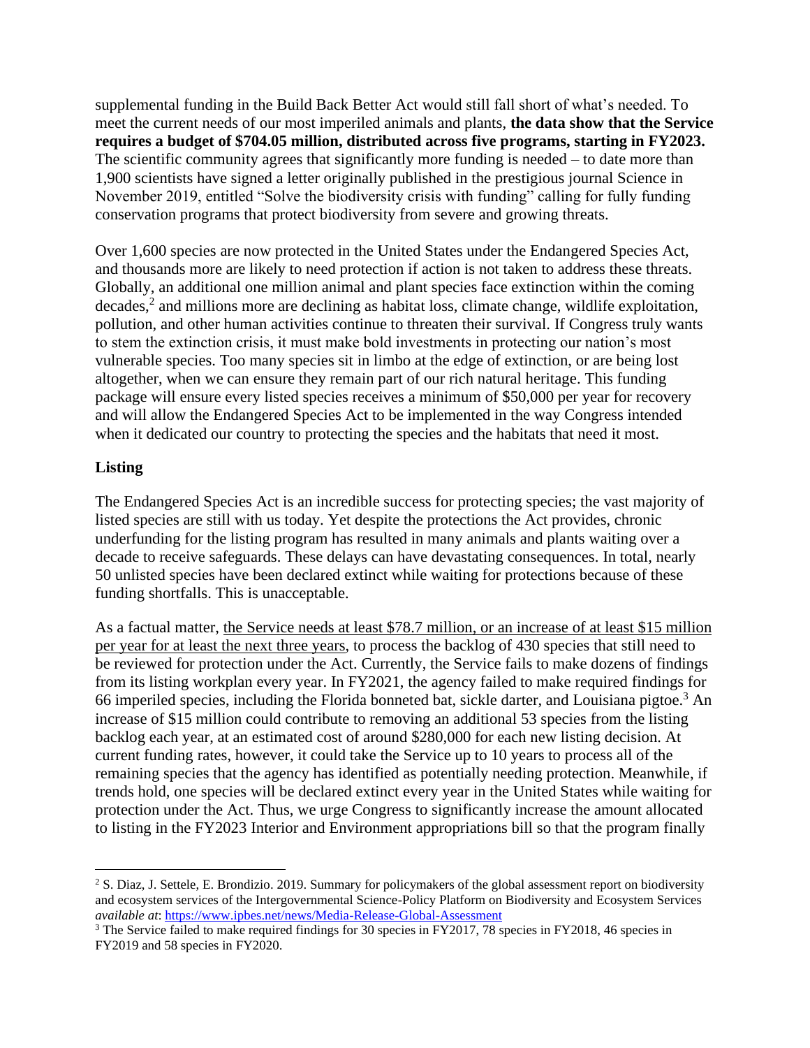supplemental funding in the Build Back Better Act would still fall short of what's needed. To meet the current needs of our most imperiled animals and plants, **the data show that the Service requires a budget of $704.05 million, distributed across five programs, starting in FY2023.** The scientific community agrees that significantly more funding is needed – to date more than 1,900 scientists have signed a letter originally published in the prestigious journal Science in November 2019, entitled "Solve the biodiversity crisis with funding" calling for fully funding conservation programs that protect biodiversity from severe and growing threats.

Over 1,600 species are now protected in the United States under the Endangered Species Act, and thousands more are likely to need protection if action is not taken to address these threats. Globally, an additional one million animal and plant species face extinction within the coming decades,[2] and millions more are declining as habitat loss, climate change, wildlife exploitation, pollution, and other human activities continue to threaten their survival. If Congress truly wants to stem the extinction crisis, it must make bold investments in protecting our nation's most vulnerable species. Too many species sit in limbo at the edge of extinction, or are being lost altogether, when we can ensure they remain part of our rich natural heritage. This funding package will ensure every listed species receives a minimum of $50,000 per year for recovery and will allow the Endangered Species Act to be implemented in the way Congress intended when it dedicated our country to protecting the species and the habitats that need it most.

## Listing

The Endangered Species Act is an incredible success for protecting species; the vast majority of listed species are still with us today. Yet despite the protections the Act provides, chronic underfunding for the listing program has resulted in many animals and plants waiting over a decade to receive safeguards. These delays can have devastating consequences. In total, nearly 50 unlisted species have been declared extinct while waiting for protections because of these funding shortfalls. This is unacceptable.

As a factual matter, <u>the Service needs at least $78.7 million, or an increase of at least $15 million per year for at least the next three years</u>, to process the backlog of 430 species that still need to be reviewed for protection under the Act. Currently, the Service fails to make dozens of findings from its listing workplan every year. In FY2021, the agency failed to make required findings for 66 imperiled species, including the Florida bonneted bat, sickle darter, and Louisiana pigtoe.[3] An increase of $15 million could contribute to removing an additional 53 species from the listing backlog each year, at an estimated cost of around $280,000 for each new listing decision. At current funding rates, however, it could take the Service up to 10 years to process all of the remaining species that the agency has identified as potentially needing protection. Meanwhile, if trends hold, one species will be declared extinct every year in the United States while waiting for protection under the Act. Thus, we urge Congress to significantly increase the amount allocated to listing in the FY2023 Interior and Environment appropriations bill so that the program finally

---

[2] S. Diaz, J. Settele, E. Brondizio. 2019. Summary for policymakers of the global assessment report on biodiversity and ecosystem services of the Intergovernmental Science-Policy Platform on Biodiversity and Ecosystem Services *available at*: https://www.ipbes.net/news/Media-Release-Global-Assessment

[3] The Service failed to make required findings for 30 species in FY2017, 78 species in FY2018, 46 species in FY2019 and 58 species in FY2020.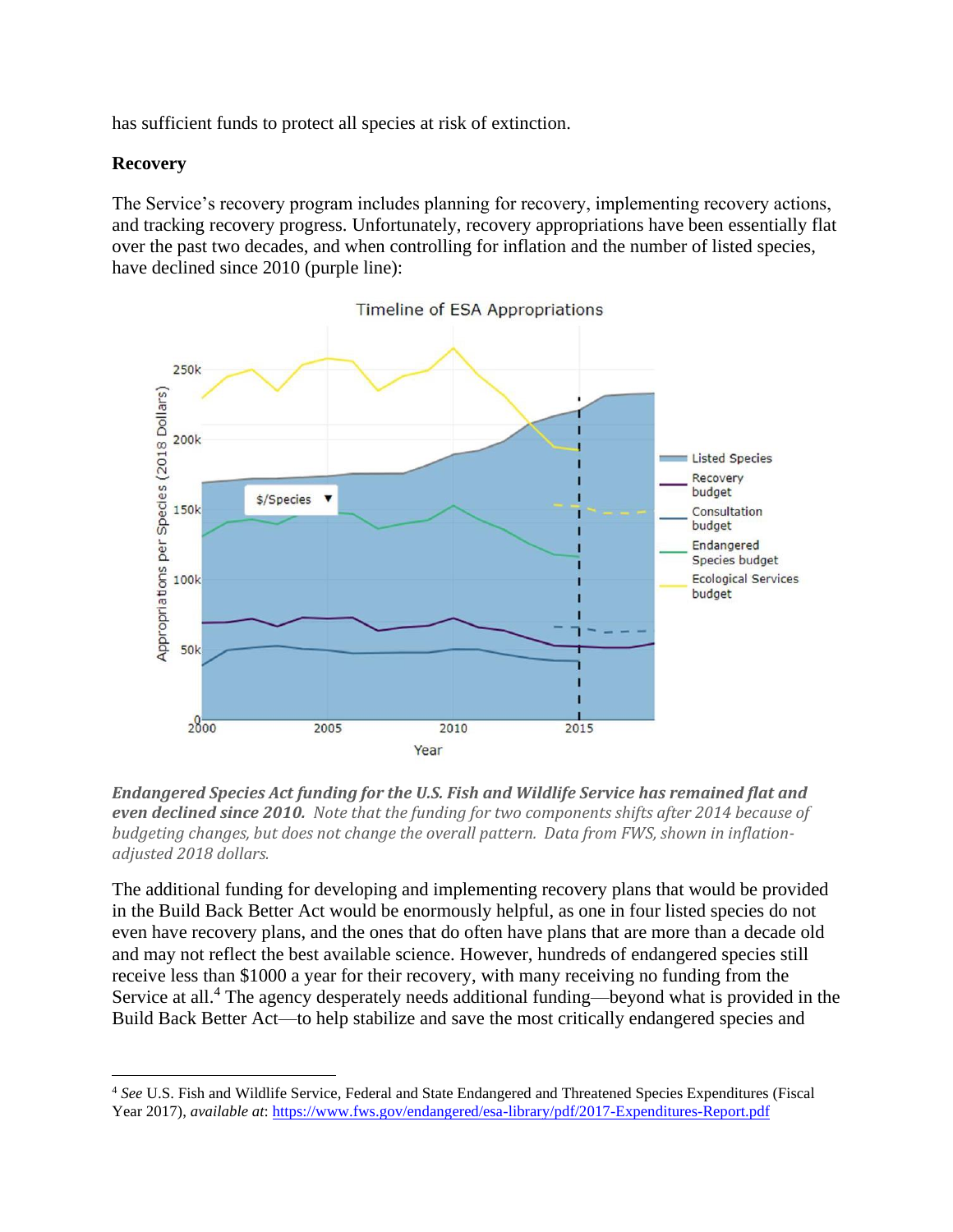has sufficient funds to protect all species at risk of extinction.

**Recovery**

The Service's recovery program includes planning for recovery, implementing recovery actions, and tracking recovery progress. Unfortunately, recovery appropriations have been essentially flat over the past two decades, and when controlling for inflation and the number of listed species, have declined since 2010 (purple line):

***Endangered Species Act funding for the U.S. Fish and Wildlife Service has remained flat and even declined since 2010.*** *Note that the funding for two components shifts after 2014 because of budgeting changes, but does not change the overall pattern. Data from FWS, shown in inflation-adjusted 2018 dollars.*

The additional funding for developing and implementing recovery plans that would be provided in the Build Back Better Act would be enormously helpful, as one in four listed species do not even have recovery plans, and the ones that do often have plans that are more than a decade old and may not reflect the best available science. However, hundreds of endangered species still receive less than $1000 a year for their recovery, with many receiving no funding from the Service at all.[4] The agency desperately needs additional funding—beyond what is provided in the Build Back Better Act—to help stabilize and save the most critically endangered species and

---

[4] *See* U.S. Fish and Wildlife Service, Federal and State Endangered and Threatened Species Expenditures (Fiscal Year 2017), *available at*: https://www.fws.gov/endangered/esa-library/pdf/2017-Expenditures-Report.pdf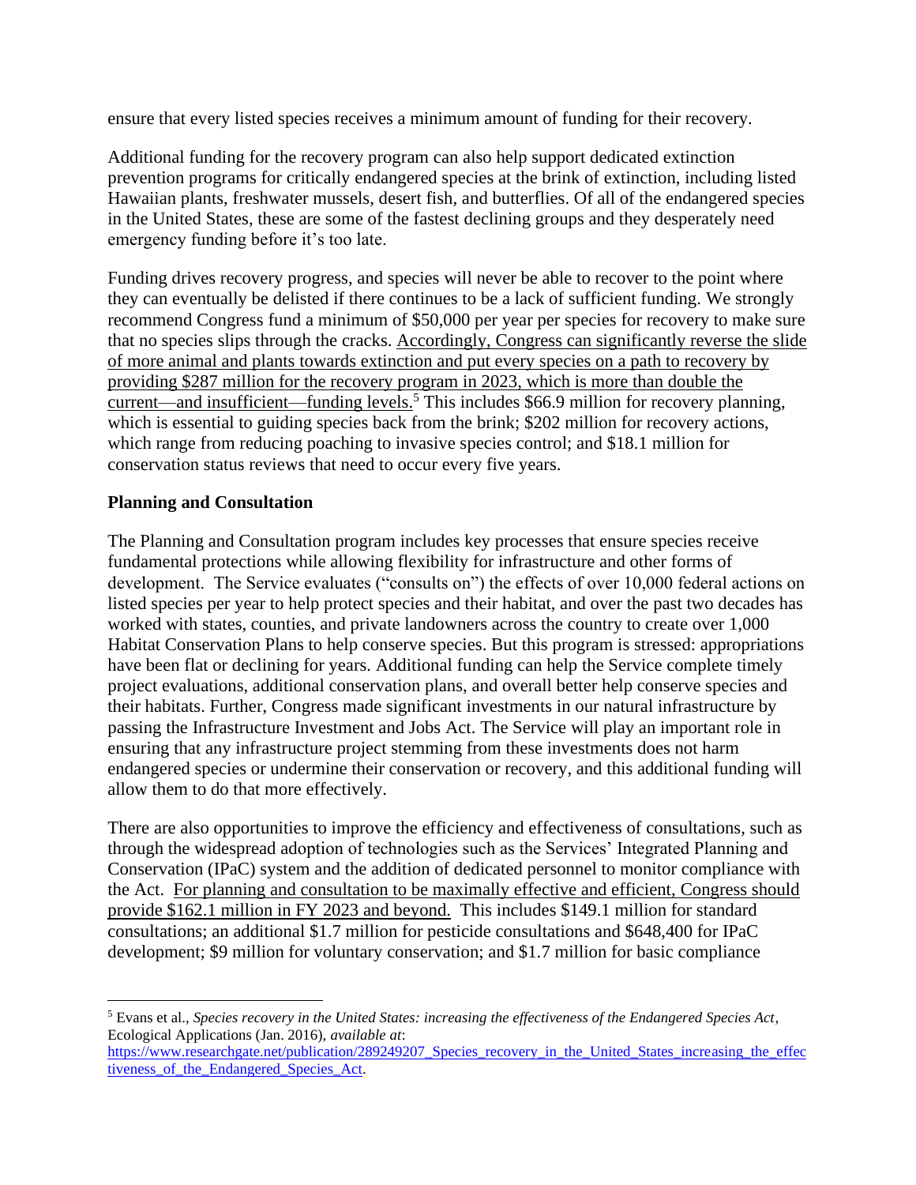ensure that every listed species receives a minimum amount of funding for their recovery.

Additional funding for the recovery program can also help support dedicated extinction prevention programs for critically endangered species at the brink of extinction, including listed Hawaiian plants, freshwater mussels, desert fish, and butterflies. Of all of the endangered species in the United States, these are some of the fastest declining groups and they desperately need emergency funding before it's too late.

Funding drives recovery progress, and species will never be able to recover to the point where they can eventually be delisted if there continues to be a lack of sufficient funding. We strongly recommend Congress fund a minimum of $50,000 per year per species for recovery to make sure that no species slips through the cracks. Accordingly, Congress can significantly reverse the slide of more animal and plants towards extinction and put every species on a path to recovery by providing $287 million for the recovery program in 2023, which is more than double the current—and insufficient—funding levels.[5] This includes $66.9 million for recovery planning, which is essential to guiding species back from the brink; $202 million for recovery actions, which range from reducing poaching to invasive species control; and $18.1 million for conservation status reviews that need to occur every five years.

**Planning and Consultation**

The Planning and Consultation program includes key processes that ensure species receive fundamental protections while allowing flexibility for infrastructure and other forms of development. The Service evaluates ("consults on") the effects of over 10,000 federal actions on listed species per year to help protect species and their habitat, and over the past two decades has worked with states, counties, and private landowners across the country to create over 1,000 Habitat Conservation Plans to help conserve species. But this program is stressed: appropriations have been flat or declining for years. Additional funding can help the Service complete timely project evaluations, additional conservation plans, and overall better help conserve species and their habitats. Further, Congress made significant investments in our natural infrastructure by passing the Infrastructure Investment and Jobs Act. The Service will play an important role in ensuring that any infrastructure project stemming from these investments does not harm endangered species or undermine their conservation or recovery, and this additional funding will allow them to do that more effectively.

There are also opportunities to improve the efficiency and effectiveness of consultations, such as through the widespread adoption of technologies such as the Services' Integrated Planning and Conservation (IPaC) system and the addition of dedicated personnel to monitor compliance with the Act. For planning and consultation to be maximally effective and efficient, Congress should provide $162.1 million in FY 2023 and beyond. This includes $149.1 million for standard consultations; an additional $1.7 million for pesticide consultations and $648,400 for IPaC development; $9 million for voluntary conservation; and $1.7 million for basic compliance

[5] Evans et al., *Species recovery in the United States: increasing the effectiveness of the Endangered Species Act*, Ecological Applications (Jan. 2016), *available at*: https://www.researchgate.net/publication/289249207_Species_recovery_in_the_United_States_increasing_the_effectiveness_of_the_Endangered_Species_Act.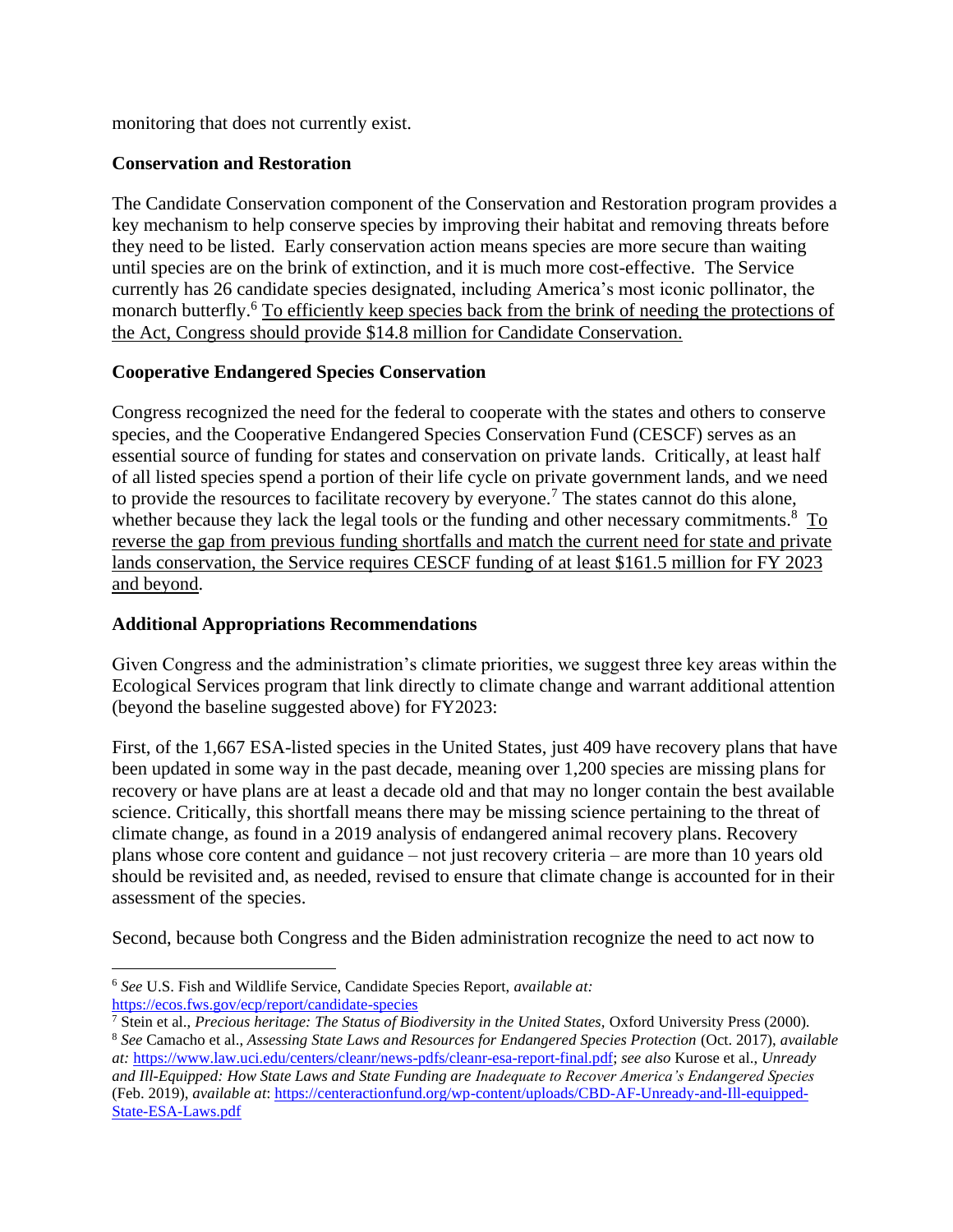monitoring that does not currently exist.

**Conservation and Restoration**

The Candidate Conservation component of the Conservation and Restoration program provides a key mechanism to help conserve species by improving their habitat and removing threats before they need to be listed. Early conservation action means species are more secure than waiting until species are on the brink of extinction, and it is much more cost-effective. The Service currently has 26 candidate species designated, including America's most iconic pollinator, the monarch butterfly.[6] <u>To efficiently keep species back from the brink of needing the protections of the Act, Congress should provide $14.8 million for Candidate Conservation.</u>

**Cooperative Endangered Species Conservation**

Congress recognized the need for the federal to cooperate with the states and others to conserve species, and the Cooperative Endangered Species Conservation Fund (CESCF) serves as an essential source of funding for states and conservation on private lands. Critically, at least half of all listed species spend a portion of their life cycle on private government lands, and we need to provide the resources to facilitate recovery by everyone.[7] The states cannot do this alone, whether because they lack the legal tools or the funding and other necessary commitments.[8] <u>To reverse the gap from previous funding shortfalls and match the current need for state and private lands conservation, the Service requires CESCF funding of at least $161.5 million for FY 2023 and beyond</u>.

**Additional Appropriations Recommendations**

Given Congress and the administration's climate priorities, we suggest three key areas within the Ecological Services program that link directly to climate change and warrant additional attention (beyond the baseline suggested above) for FY2023:

First, of the 1,667 ESA-listed species in the United States, just 409 have recovery plans that have been updated in some way in the past decade, meaning over 1,200 species are missing plans for recovery or have plans are at least a decade old and that may no longer contain the best available science. Critically, this shortfall means there may be missing science pertaining to the threat of climate change, as found in a 2019 analysis of endangered animal recovery plans. Recovery plans whose core content and guidance – not just recovery criteria – are more than 10 years old should be revisited and, as needed, revised to ensure that climate change is accounted for in their assessment of the species.

Second, because both Congress and the Biden administration recognize the need to act now to

---

[6] *See* U.S. Fish and Wildlife Service, Candidate Species Report, *available at:* https://ecos.fws.gov/ecp/report/candidate-species

[7] Stein et al., *Precious heritage: The Status of Biodiversity in the United States,* Oxford University Press (2000).

[8] *See* Camacho et al., *Assessing State Laws and Resources for Endangered Species Protection* (Oct. 2017), *available at:* https://www.law.uci.edu/centers/cleanr/news-pdfs/cleanr-esa-report-final.pdf; *see also* Kurose et al., *Unready and Ill-Equipped: How State Laws and State Funding are Inadequate to Recover America's Endangered Species* (Feb. 2019), *available at*: https://centeractionfund.org/wp-content/uploads/CBD-AF-Unready-and-Ill-equipped-State-ESA-Laws.pdf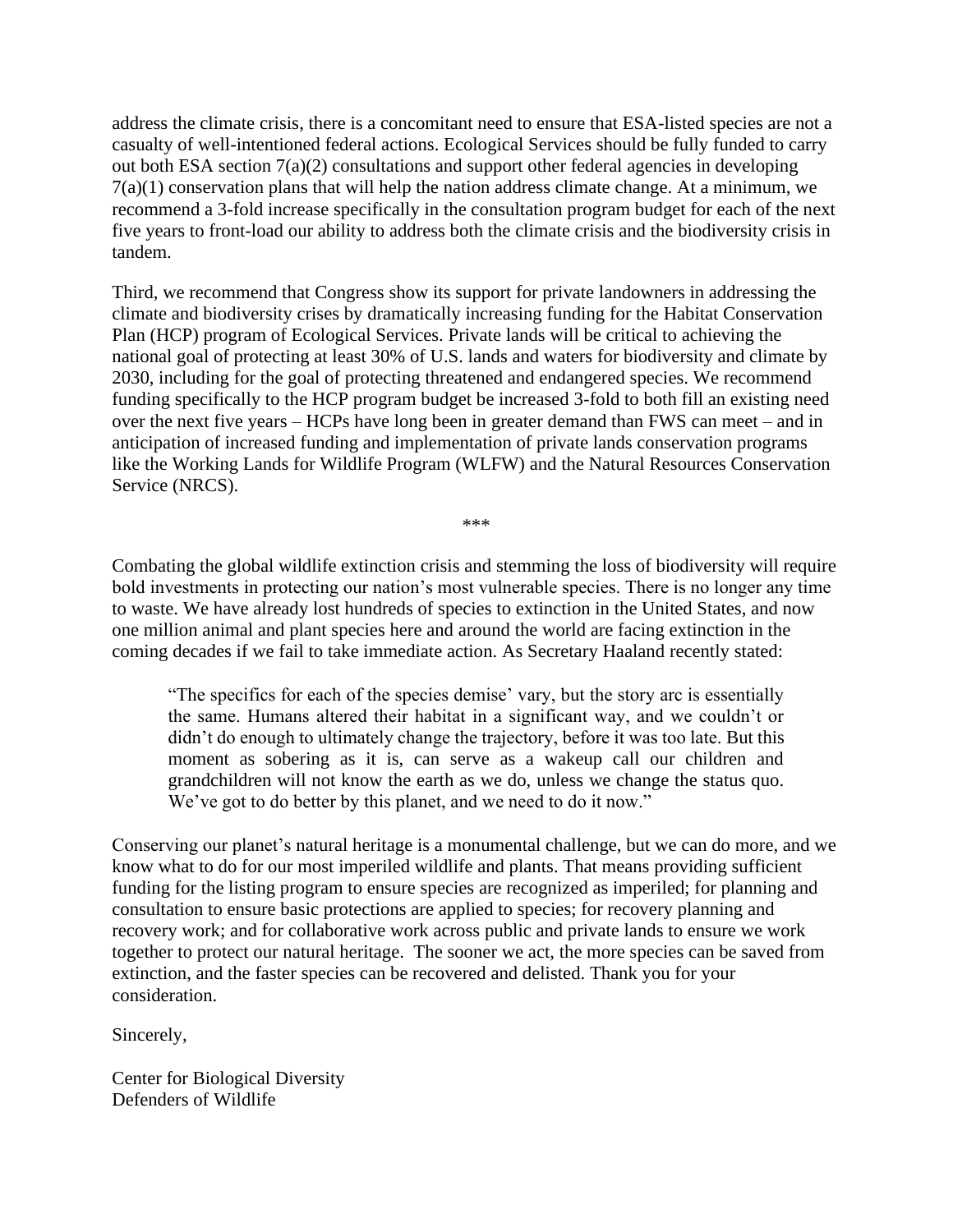address the climate crisis, there is a concomitant need to ensure that ESA-listed species are not a casualty of well-intentioned federal actions. Ecological Services should be fully funded to carry out both ESA section 7(a)(2) consultations and support other federal agencies in developing 7(a)(1) conservation plans that will help the nation address climate change. At a minimum, we recommend a 3-fold increase specifically in the consultation program budget for each of the next five years to front-load our ability to address both the climate crisis and the biodiversity crisis in tandem.

Third, we recommend that Congress show its support for private landowners in addressing the climate and biodiversity crises by dramatically increasing funding for the Habitat Conservation Plan (HCP) program of Ecological Services. Private lands will be critical to achieving the national goal of protecting at least 30% of U.S. lands and waters for biodiversity and climate by 2030, including for the goal of protecting threatened and endangered species. We recommend funding specifically to the HCP program budget be increased 3-fold to both fill an existing need over the next five years – HCPs have long been in greater demand than FWS can meet – and in anticipation of increased funding and implementation of private lands conservation programs like the Working Lands for Wildlife Program (WLFW) and the Natural Resources Conservation Service (NRCS).

***

Combating the global wildlife extinction crisis and stemming the loss of biodiversity will require bold investments in protecting our nation's most vulnerable species. There is no longer any time to waste. We have already lost hundreds of species to extinction in the United States, and now one million animal and plant species here and around the world are facing extinction in the coming decades if we fail to take immediate action. As Secretary Haaland recently stated:

> "The specifics for each of the species demise' vary, but the story arc is essentially the same. Humans altered their habitat in a significant way, and we couldn't or didn't do enough to ultimately change the trajectory, before it was too late. But this moment as sobering as it is, can serve as a wakeup call our children and grandchildren will not know the earth as we do, unless we change the status quo. We've got to do better by this planet, and we need to do it now."

Conserving our planet's natural heritage is a monumental challenge, but we can do more, and we know what to do for our most imperiled wildlife and plants. That means providing sufficient funding for the listing program to ensure species are recognized as imperiled; for planning and consultation to ensure basic protections are applied to species; for recovery planning and recovery work; and for collaborative work across public and private lands to ensure we work together to protect our natural heritage. The sooner we act, the more species can be saved from extinction, and the faster species can be recovered and delisted. Thank you for your consideration.

Sincerely,

Center for Biological Diversity
Defenders of Wildlife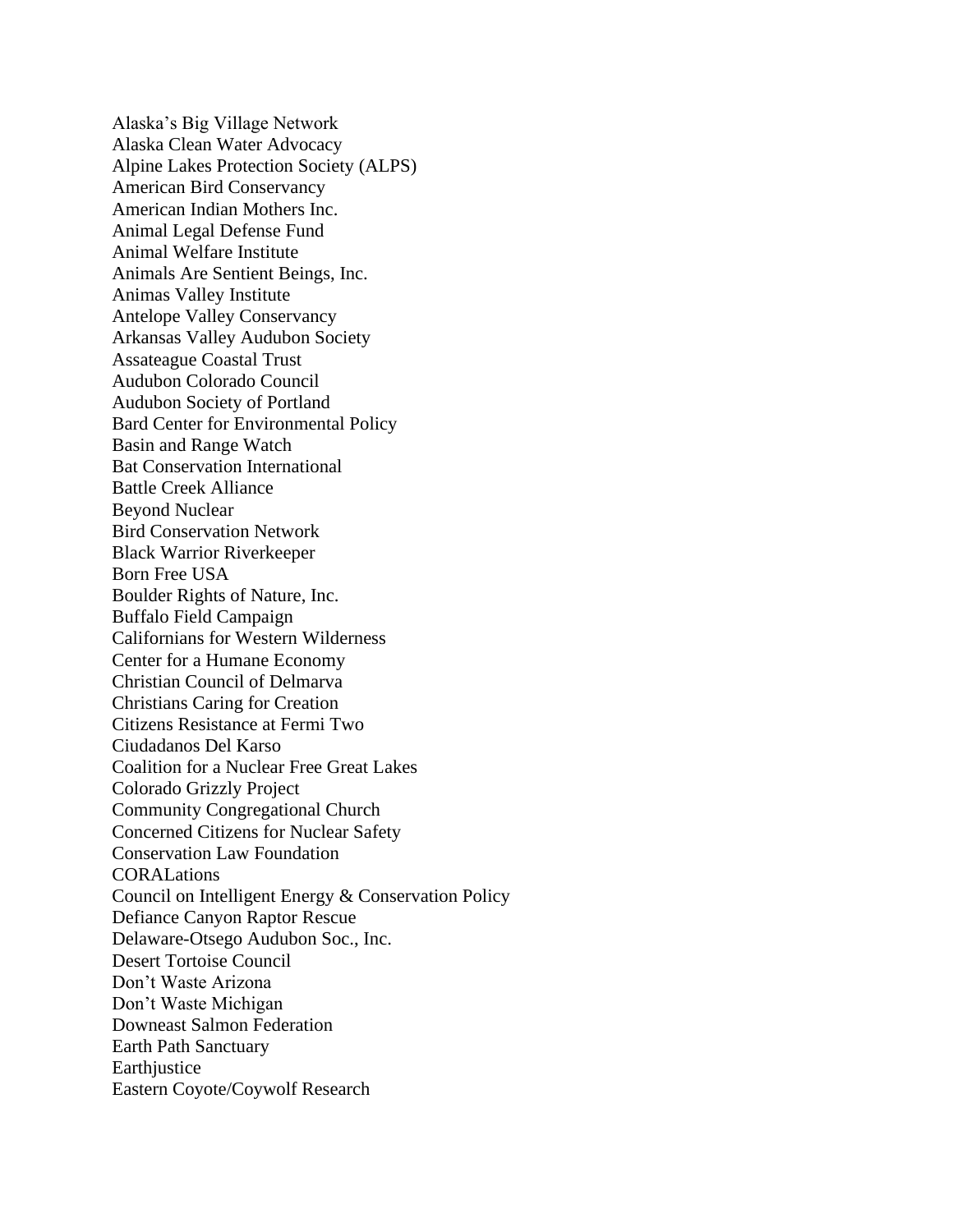Alaska's Big Village Network
Alaska Clean Water Advocacy
Alpine Lakes Protection Society (ALPS)
American Bird Conservancy
American Indian Mothers Inc.
Animal Legal Defense Fund
Animal Welfare Institute
Animals Are Sentient Beings, Inc.
Animas Valley Institute
Antelope Valley Conservancy
Arkansas Valley Audubon Society
Assateague Coastal Trust
Audubon Colorado Council
Audubon Society of Portland
Bard Center for Environmental Policy
Basin and Range Watch
Bat Conservation International
Battle Creek Alliance
Beyond Nuclear
Bird Conservation Network
Black Warrior Riverkeeper
Born Free USA
Boulder Rights of Nature, Inc.
Buffalo Field Campaign
Californians for Western Wilderness
Center for a Humane Economy
Christian Council of Delmarva
Christians Caring for Creation
Citizens Resistance at Fermi Two
Ciudadanos Del Karso
Coalition for a Nuclear Free Great Lakes
Colorado Grizzly Project
Community Congregational Church
Concerned Citizens for Nuclear Safety
Conservation Law Foundation
CORALations
Council on Intelligent Energy & Conservation Policy
Defiance Canyon Raptor Rescue
Delaware-Otsego Audubon Soc., Inc.
Desert Tortoise Council
Don't Waste Arizona
Don't Waste Michigan
Downeast Salmon Federation
Earth Path Sanctuary
Earthjustice
Eastern Coyote/Coywolf Research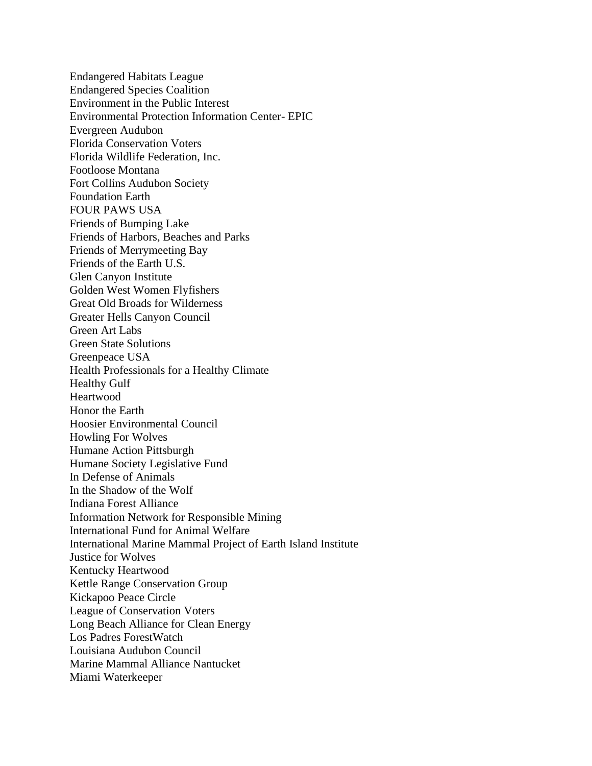Endangered Habitats League
Endangered Species Coalition
Environment in the Public Interest
Environmental Protection Information Center- EPIC
Evergreen Audubon
Florida Conservation Voters
Florida Wildlife Federation, Inc.
Footloose Montana
Fort Collins Audubon Society
Foundation Earth
FOUR PAWS USA
Friends of Bumping Lake
Friends of Harbors, Beaches and Parks
Friends of Merrymeeting Bay
Friends of the Earth U.S.
Glen Canyon Institute
Golden West Women Flyfishers
Great Old Broads for Wilderness
Greater Hells Canyon Council
Green Art Labs
Green State Solutions
Greenpeace USA
Health Professionals for a Healthy Climate
Healthy Gulf
Heartwood
Honor the Earth
Hoosier Environmental Council
Howling For Wolves
Humane Action Pittsburgh
Humane Society Legislative Fund
In Defense of Animals
In the Shadow of the Wolf
Indiana Forest Alliance
Information Network for Responsible Mining
International Fund for Animal Welfare
International Marine Mammal Project of Earth Island Institute
Justice for Wolves
Kentucky Heartwood
Kettle Range Conservation Group
Kickapoo Peace Circle
League of Conservation Voters
Long Beach Alliance for Clean Energy
Los Padres ForestWatch
Louisiana Audubon Council
Marine Mammal Alliance Nantucket
Miami Waterkeeper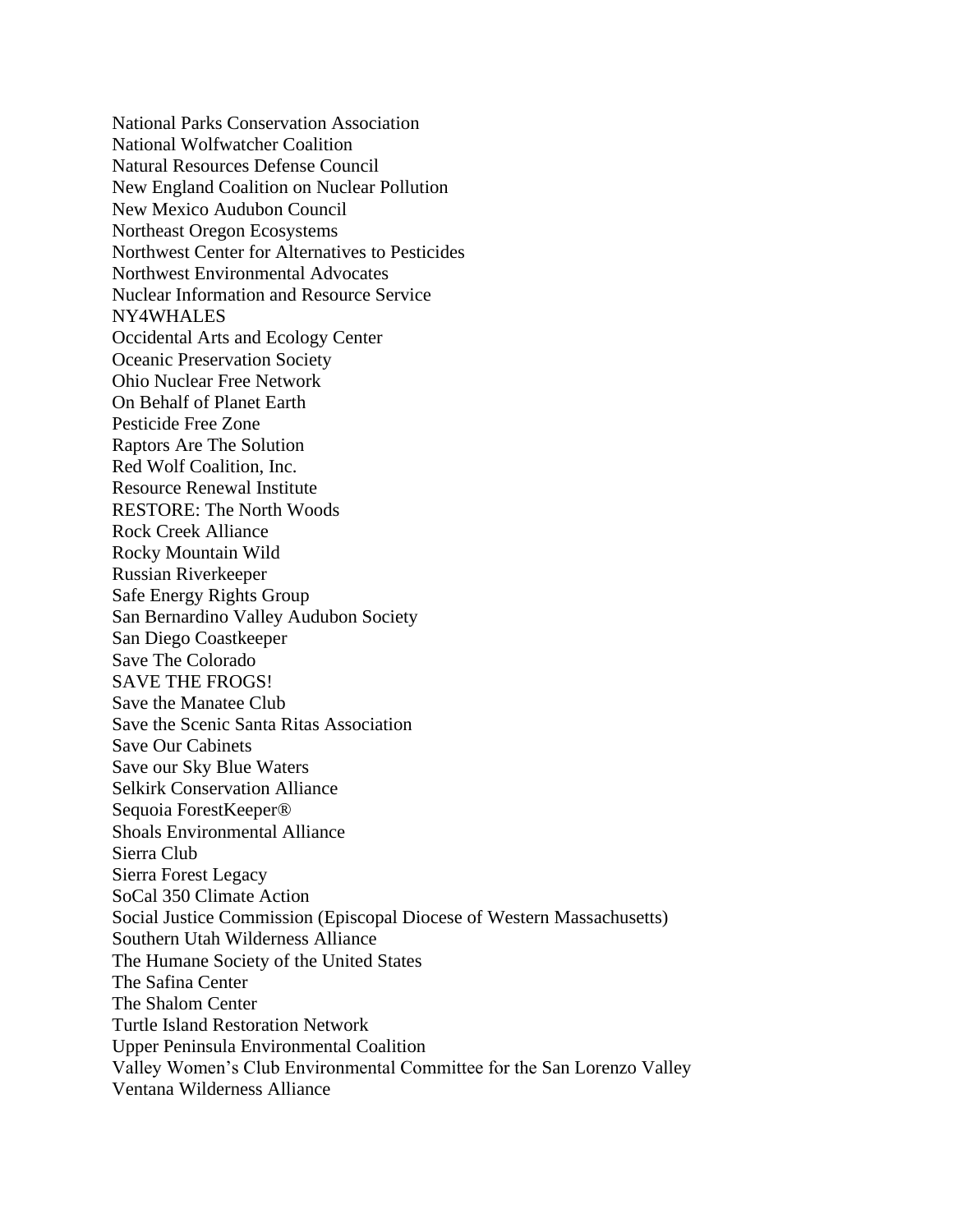National Parks Conservation Association
National Wolfwatcher Coalition
Natural Resources Defense Council
New England Coalition on Nuclear Pollution
New Mexico Audubon Council
Northeast Oregon Ecosystems
Northwest Center for Alternatives to Pesticides
Northwest Environmental Advocates
Nuclear Information and Resource Service
NY4WHALES
Occidental Arts and Ecology Center
Oceanic Preservation Society
Ohio Nuclear Free Network
On Behalf of Planet Earth
Pesticide Free Zone
Raptors Are The Solution
Red Wolf Coalition, Inc.
Resource Renewal Institute
RESTORE: The North Woods
Rock Creek Alliance
Rocky Mountain Wild
Russian Riverkeeper
Safe Energy Rights Group
San Bernardino Valley Audubon Society
San Diego Coastkeeper
Save The Colorado
SAVE THE FROGS!
Save the Manatee Club
Save the Scenic Santa Ritas Association
Save Our Cabinets
Save our Sky Blue Waters
Selkirk Conservation Alliance
Sequoia ForestKeeper®
Shoals Environmental Alliance
Sierra Club
Sierra Forest Legacy
SoCal 350 Climate Action
Social Justice Commission (Episcopal Diocese of Western Massachusetts)
Southern Utah Wilderness Alliance
The Humane Society of the United States
The Safina Center
The Shalom Center
Turtle Island Restoration Network
Upper Peninsula Environmental Coalition
Valley Women's Club Environmental Committee for the San Lorenzo Valley
Ventana Wilderness Alliance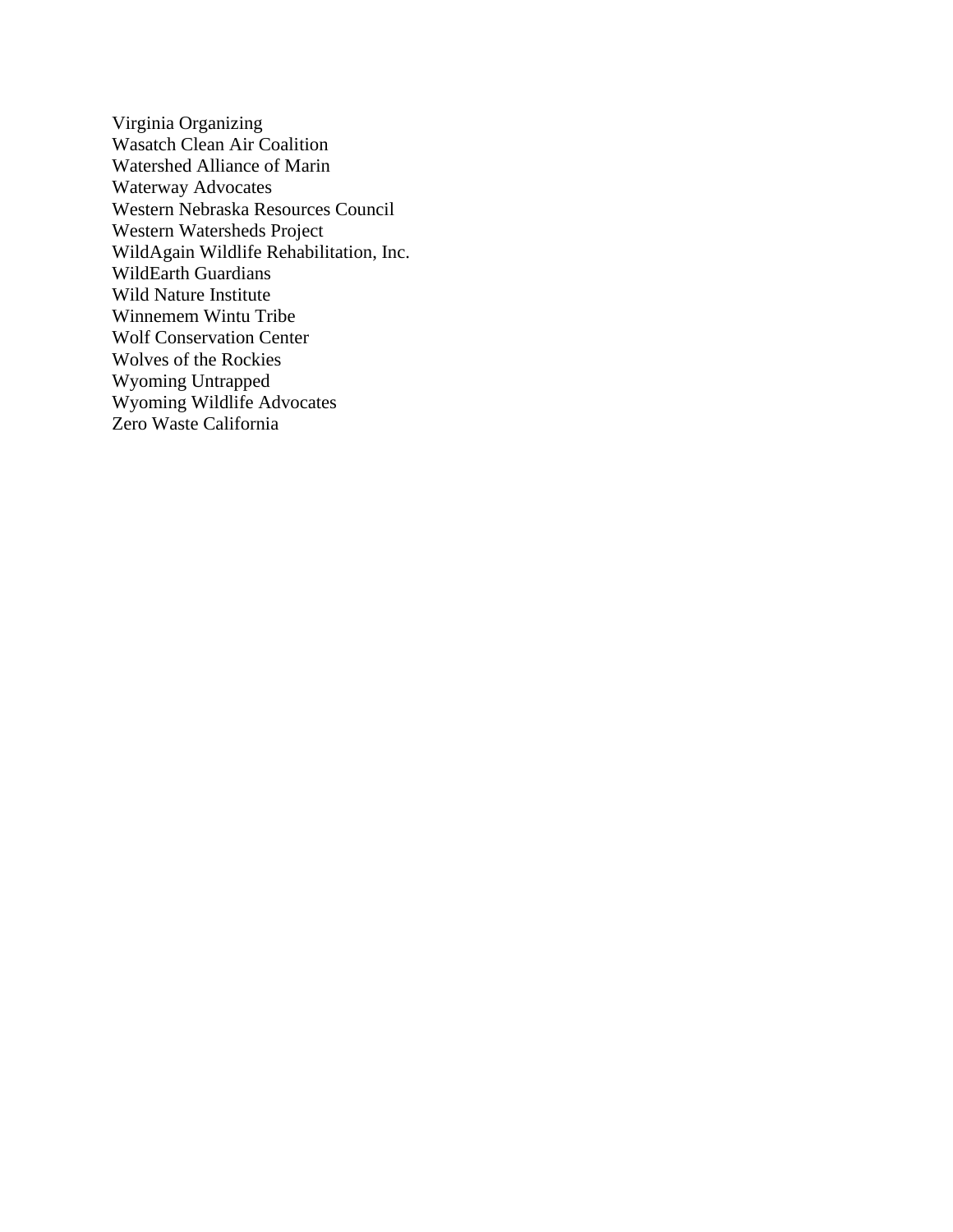Virginia Organizing
Wasatch Clean Air Coalition
Watershed Alliance of Marin
Waterway Advocates
Western Nebraska Resources Council
Western Watersheds Project
WildAgain Wildlife Rehabilitation, Inc.
WildEarth Guardians
Wild Nature Institute
Winnemem Wintu Tribe
Wolf Conservation Center
Wolves of the Rockies
Wyoming Untrapped
Wyoming Wildlife Advocates
Zero Waste California